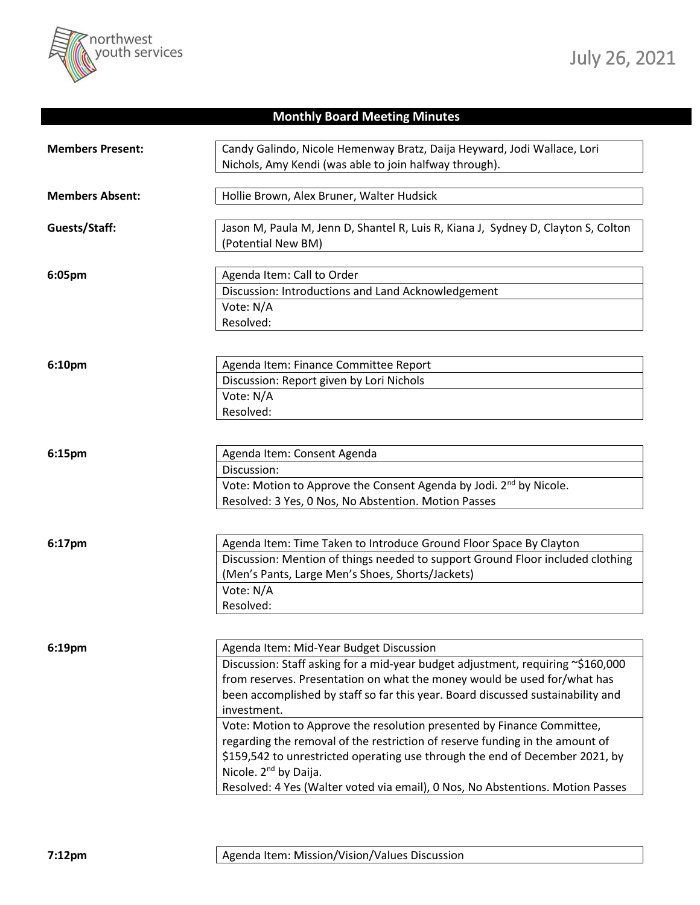northwest youth services

July 26, 2021

## Monthly Board Meeting Minutes

| | |
|---|---|
| **Members Present:** | Candy Galindo, Nicole Hemenway Bratz, Daija Heyward, Jodi Wallace, Lori Nichols, Amy Kendi (was able to join halfway through). |
| **Members Absent:** | Hollie Brown, Alex Bruner, Walter Hudsick |
| **Guests/Staff:** | Jason M, Paula M, Jenn D, Shantel R, Luis R, Kiana J, Sydney D, Clayton S, Colton (Potential New BM) |

**6:05pm**

| |
|---|
| Agenda Item: Call to Order |
| Discussion: Introductions and Land Acknowledgement |
| Vote: N/A |
| Resolved: |

**6:10pm**

| |
|---|
| Agenda Item: Finance Committee Report |
| Discussion: Report given by Lori Nichols |
| Vote: N/A |
| Resolved: |

**6:15pm**

| |
|---|
| Agenda Item: Consent Agenda |
| Discussion: |
| Vote: Motion to Approve the Consent Agenda by Jodi. 2nd by Nicole. |
| Resolved: 3 Yes, 0 Nos, No Abstention. Motion Passes |

**6:17pm**

| |
|---|
| Agenda Item: Time Taken to Introduce Ground Floor Space By Clayton |
| Discussion: Mention of things needed to support Ground Floor included clothing (Men's Pants, Large Men's Shoes, Shorts/Jackets) |
| Vote: N/A |
| Resolved: |

**6:19pm**

| |
|---|
| Agenda Item: Mid-Year Budget Discussion |
| Discussion: Staff asking for a mid-year budget adjustment, requiring ~$160,000 from reserves. Presentation on what the money would be used for/what has been accomplished by staff so far this year. Board discussed sustainability and investment. |
| Vote: Motion to Approve the resolution presented by Finance Committee, regarding the removal of the restriction of reserve funding in the amount of $159,542 to unrestricted operating use through the end of December 2021, by Nicole. 2nd by Daija. |
| Resolved: 4 Yes (Walter voted via email), 0 Nos, No Abstentions. Motion Passes |

**7:12pm**

| |
|---|
| Agenda Item: Mission/Vision/Values Discussion |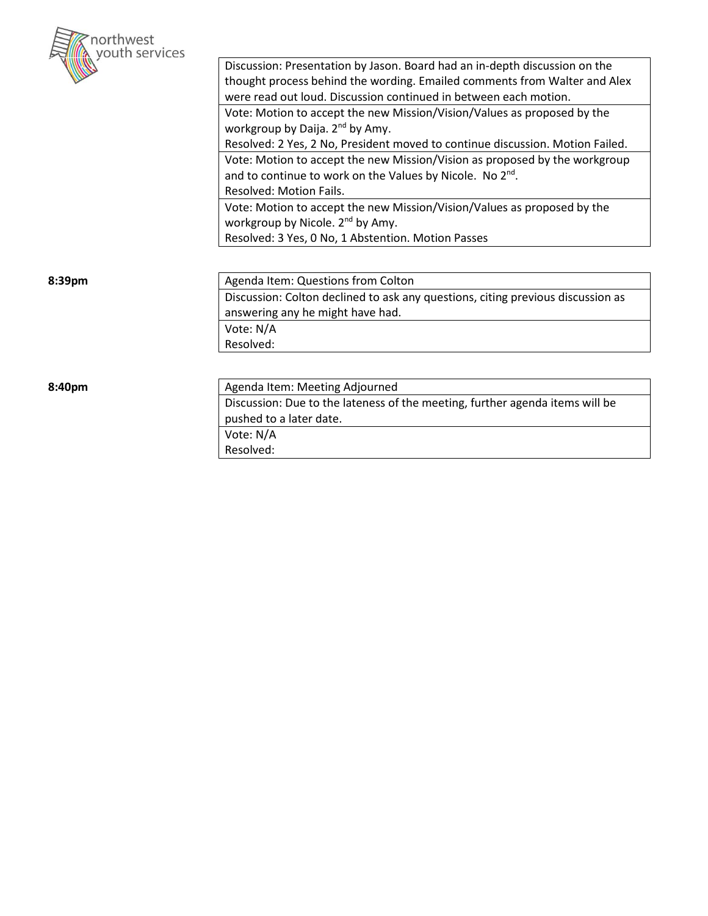| | |
|---|---|
| | Discussion: Presentation by Jason. Board had an in-depth discussion on the thought process behind the wording. Emailed comments from Walter and Alex were read out loud. Discussion continued in between each motion. |
| | Vote: Motion to accept the new Mission/Vision/Values as proposed by the workgroup by Daija. 2nd by Amy.<br>Resolved: 2 Yes, 2 No, President moved to continue discussion. Motion Failed. |
| | Vote: Motion to accept the new Mission/Vision as proposed by the workgroup and to continue to work on the Values by Nicole. No 2nd.<br>Resolved: Motion Fails. |
| | Vote: Motion to accept the new Mission/Vision/Values as proposed by the workgroup by Nicole. 2nd by Amy.<br>Resolved: 3 Yes, 0 No, 1 Abstention. Motion Passes |

| | |
|---|---|
| **8:39pm** | Agenda Item: Questions from Colton |
| | Discussion: Colton declined to ask any questions, citing previous discussion as answering any he might have had. |
| | Vote: N/A<br>Resolved: |

| | |
|---|---|
| **8:40pm** | Agenda Item: Meeting Adjourned |
| | Discussion: Due to the lateness of the meeting, further agenda items will be pushed to a later date. |
| | Vote: N/A<br>Resolved: |